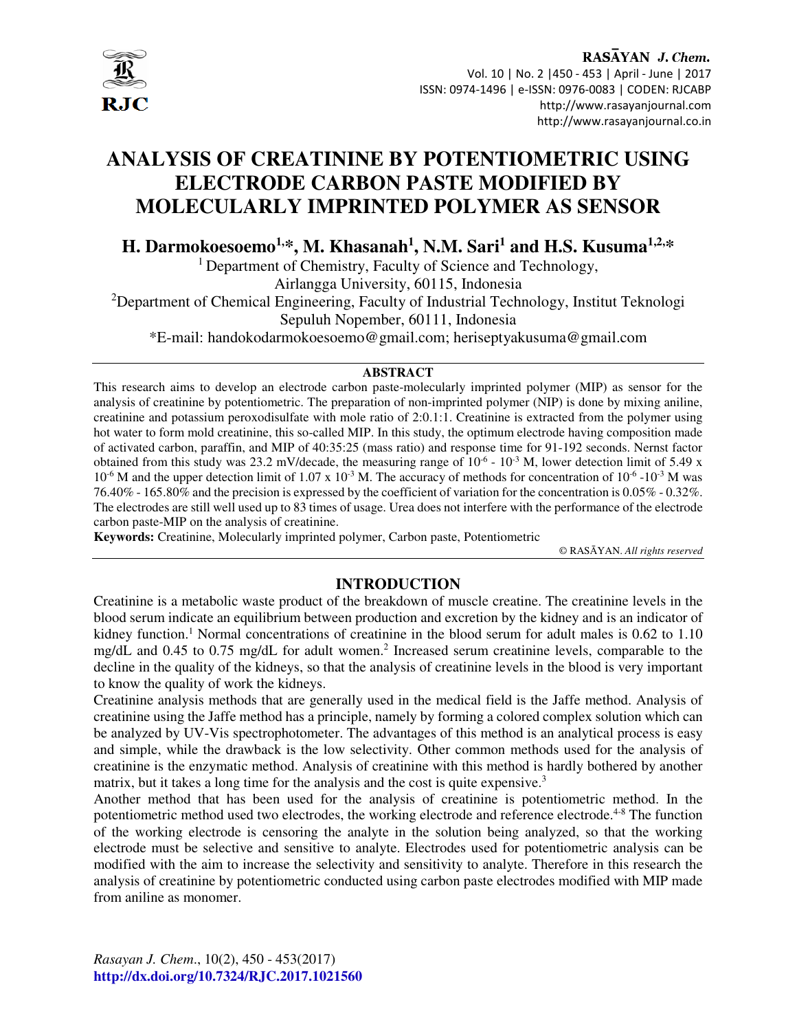# ANALYSIS OF CREATININE BY POTENTIOMETRIC USING ELECTRODE CARBON PASTE MODIFIED BY MOLECULARLY IMPRINTED POLYMER AS SENSOR

**H. Darmokoesoemo[1,*], M. Khasanah[1], N.M. Sari[1] and H.S. Kusuma[1,2,*]**

[1] Department of Chemistry, Faculty of Science and Technology, Airlangga University, 60115, Indonesia

[2] Department of Chemical Engineering, Faculty of Industrial Technology, Institut Teknologi Sepuluh Nopember, 60111, Indonesia

*E-mail: handokodarmokoesoemo@gmail.com; heriseptyakusuma@gmail.com

## ABSTRACT

This research aims to develop an electrode carbon paste-molecularly imprinted polymer (MIP) as sensor for the analysis of creatinine by potentiometric. The preparation of non-imprinted polymer (NIP) is done by mixing aniline, creatinine and potassium peroxodisulfate with mole ratio of 2:0.1:1. Creatinine is extracted from the polymer using hot water to form mold creatinine, this so-called MIP. In this study, the optimum electrode having composition made of activated carbon, paraffin, and MIP of 40:35:25 (mass ratio) and response time for 91-192 seconds. Nernst factor obtained from this study was 23.2 mV/decade, the measuring range of $10^{-6}$ - $10^{-3}$ M, lower detection limit of 5.49 x $10^{-6}$ M and the upper detection limit of 1.07 x $10^{-3}$ M. The accuracy of methods for concentration of $10^{-6}$ -$10^{-3}$ M was 76.40% - 165.80% and the precision is expressed by the coefficient of variation for the concentration is 0.05% - 0.32%. The electrodes are still well used up to 83 times of usage. Urea does not interfere with the performance of the electrode carbon paste-MIP on the analysis of creatinine.

**Keywords:** Creatinine, Molecularly imprinted polymer, Carbon paste, Potentiometric

© RASĀYAN. *All rights reserved*

## INTRODUCTION

Creatinine is a metabolic waste product of the breakdown of muscle creatine. The creatinine levels in the blood serum indicate an equilibrium between production and excretion by the kidney and is an indicator of kidney function.[1] Normal concentrations of creatinine in the blood serum for adult males is 0.62 to 1.10 mg/dL and 0.45 to 0.75 mg/dL for adult women.[2] Increased serum creatinine levels, comparable to the decline in the quality of the kidneys, so that the analysis of creatinine levels in the blood is very important to know the quality of work the kidneys.

Creatinine analysis methods that are generally used in the medical field is the Jaffe method. Analysis of creatinine using the Jaffe method has a principle, namely by forming a colored complex solution which can be analyzed by UV-Vis spectrophotometer. The advantages of this method is an analytical process is easy and simple, while the drawback is the low selectivity. Other common methods used for the analysis of creatinine is the enzymatic method. Analysis of creatinine with this method is hardly bothered by another matrix, but it takes a long time for the analysis and the cost is quite expensive.[3]

Another method that has been used for the analysis of creatinine is potentiometric method. In the potentiometric method used two electrodes, the working electrode and reference electrode.[4-8] The function of the working electrode is censoring the analyte in the solution being analyzed, so that the working electrode must be selective and sensitive to analyte. Electrodes used for potentiometric analysis can be modified with the aim to increase the selectivity and sensitivity to analyte. Therefore in this research the analysis of creatinine by potentiometric conducted using carbon paste electrodes modified with MIP made from aniline as monomer.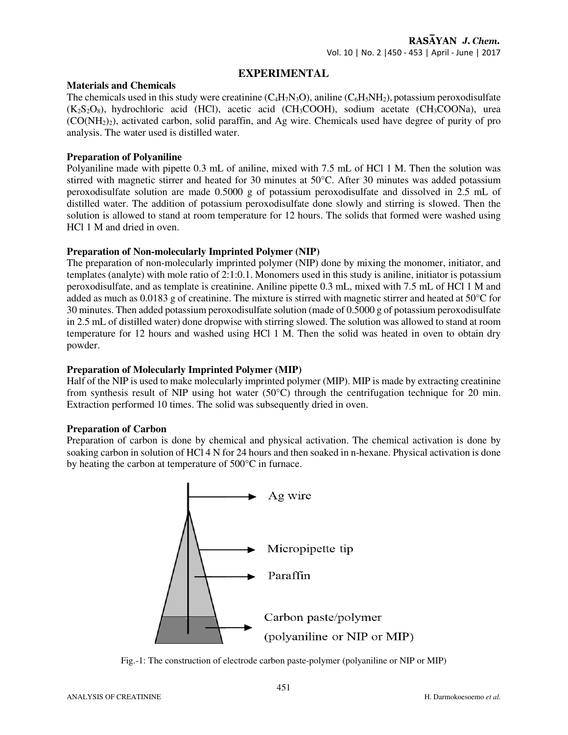## EXPERIMENTAL

### Materials and Chemicals

The chemicals used in this study were creatinine ($C_4H_7N_3O$), aniline ($C_6H_5NH_2$), potassium peroxodisulfate ($K_2S_2O_8$), hydrochloric acid (HCl), acetic acid ($CH_3COOH$), sodium acetate ($CH_3COONa$), urea ($CO(NH_2)_2$), activated carbon, solid paraffin, and Ag wire. Chemicals used have degree of purity of pro analysis. The water used is distilled water.

### Preparation of Polyaniline

Polyaniline made with pipette 0.3 mL of aniline, mixed with 7.5 mL of HCl 1 M. Then the solution was stirred with magnetic stirrer and heated for 30 minutes at 50°C. After 30 minutes was added potassium peroxodisulfate solution are made 0.5000 g of potassium peroxodisulfate and dissolved in 2.5 mL of distilled water. The addition of potassium peroxodisulfate done slowly and stirring is slowed. Then the solution is allowed to stand at room temperature for 12 hours. The solids that formed were washed using HCl 1 M and dried in oven.

### Preparation of Non-molecularly Imprinted Polymer (NIP)

The preparation of non-molecularly imprinted polymer (NIP) done by mixing the monomer, initiator, and templates (analyte) with mole ratio of 2:1:0.1. Monomers used in this study is aniline, initiator is potassium peroxodisulfate, and as template is creatinine. Aniline pipette 0.3 mL, mixed with 7.5 mL of HCl 1 M and added as much as 0.0183 g of creatinine. The mixture is stirred with magnetic stirrer and heated at 50°C for 30 minutes. Then added potassium peroxodisulfate solution (made of 0.5000 g of potassium peroxodisulfate in 2.5 mL of distilled water) done dropwise with stirring slowed. The solution was allowed to stand at room temperature for 12 hours and washed using HCl 1 M. Then the solid was heated in oven to obtain dry powder.

### Preparation of Molecularly Imprinted Polymer (MIP)

Half of the NIP is used to make molecularly imprinted polymer (MIP). MIP is made by extracting creatinine from synthesis result of NIP using hot water (50°C) through the centrifugation technique for 20 min. Extraction performed 10 times. The solid was subsequently dried in oven.

### Preparation of Carbon

Preparation of carbon is done by chemical and physical activation. The chemical activation is done by soaking carbon in solution of HCl 4 N for 24 hours and then soaked in n-hexane. Physical activation is done by heating the carbon at temperature of 500°C in furnace.

Ag wire

Micropipette tip

Paraffin

Carbon paste/polymer (polyaniline or NIP or MIP)

Fig.-1: The construction of electrode carbon paste-polymer (polyaniline or NIP or MIP)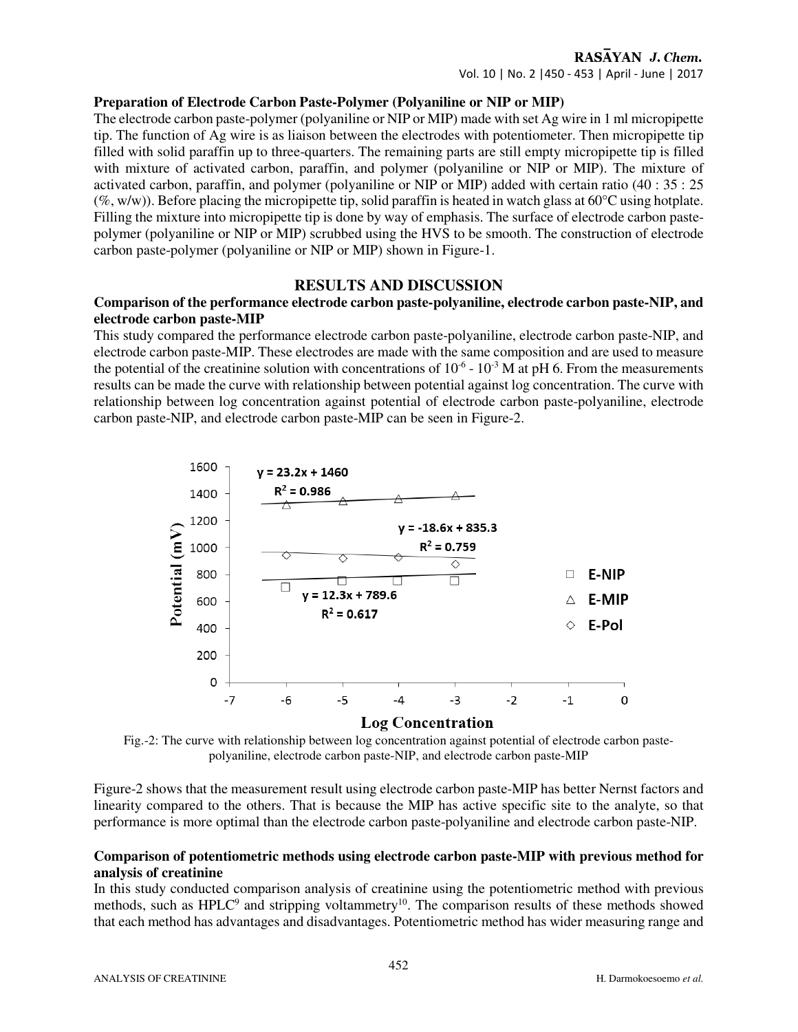### Preparation of Electrode Carbon Paste-Polymer (Polyaniline or NIP or MIP)

The electrode carbon paste-polymer (polyaniline or NIP or MIP) made with set Ag wire in 1 ml micropipette tip. The function of Ag wire is as liaison between the electrodes with potentiometer. Then micropipette tip filled with solid paraffin up to three-quarters. The remaining parts are still empty micropipette tip is filled with mixture of activated carbon, paraffin, and polymer (polyaniline or NIP or MIP). The mixture of activated carbon, paraffin, and polymer (polyaniline or NIP or MIP) added with certain ratio (40 : 35 : 25 (%, w/w)). Before placing the micropipette tip, solid paraffin is heated in watch glass at 60°C using hotplate. Filling the mixture into micropipette tip is done by way of emphasis. The surface of electrode carbon paste-polymer (polyaniline or NIP or MIP) scrubbed using the HVS to be smooth. The construction of electrode carbon paste-polymer (polyaniline or NIP or MIP) shown in Figure-1.

## RESULTS AND DISCUSSION

### Comparison of the performance electrode carbon paste-polyaniline, electrode carbon paste-NIP, and electrode carbon paste-MIP

This study compared the performance electrode carbon paste-polyaniline, electrode carbon paste-NIP, and electrode carbon paste-MIP. These electrodes are made with the same composition and are used to measure the potential of the creatinine solution with concentrations of $10^{-6}$ - $10^{-3}$ M at pH 6. From the measurements results can be made the curve with relationship between potential against log concentration. The curve with relationship between log concentration against potential of electrode carbon paste-polyaniline, electrode carbon paste-NIP, and electrode carbon paste-MIP can be seen in Figure-2.

Fig.-2: The curve with relationship between log concentration against potential of electrode carbon paste-polyaniline, electrode carbon paste-NIP, and electrode carbon paste-MIP

Figure-2 shows that the measurement result using electrode carbon paste-MIP has better Nernst factors and linearity compared to the others. That is because the MIP has active specific site to the analyte, so that performance is more optimal than the electrode carbon paste-polyaniline and electrode carbon paste-NIP.

### Comparison of potentiometric methods using electrode carbon paste-MIP with previous method for analysis of creatinine

In this study conducted comparison analysis of creatinine using the potentiometric method with previous methods, such as HPLC[9] and stripping voltammetry[10]. The comparison results of these methods showed that each method has advantages and disadvantages. Potentiometric method has wider measuring range and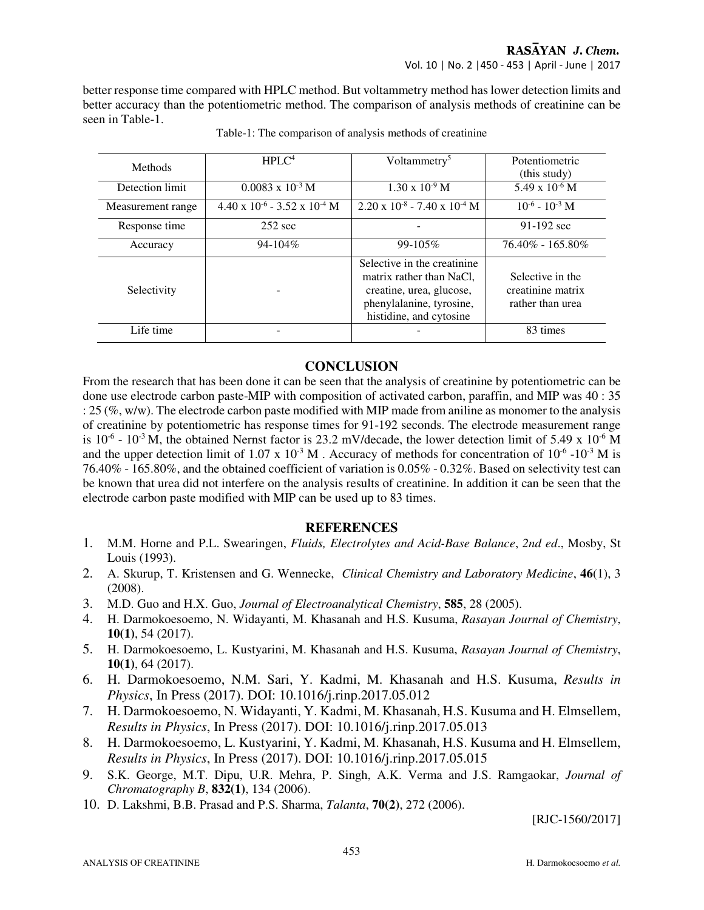better response time compared with HPLC method. But voltammetry method has lower detection limits and better accuracy than the potentiometric method. The comparison of analysis methods of creatinine can be seen in Table-1.

Table-1: The comparison of analysis methods of creatinine

| Methods | HPLC[4] | Voltammetry[5] | Potentiometric (this study) |
|---|---|---|---|
| Detection limit | $0.0083 \times 10^{-3}$ M | $1.30 \times 10^{-9}$ M | $5.49 \times 10^{-6}$ M |
| Measurement range | $4.40 \times 10^{-6}$ - $3.52 \times 10^{-4}$ M | $2.20 \times 10^{-8}$ - $7.40 \times 10^{-4}$ M | $10^{-6}$ - $10^{-3}$ M |
| Response time | 252 sec | - | 91-192 sec |
| Accuracy | 94-104% | 99-105% | 76.40% - 165.80% |
| Selectivity | - | Selective in the creatinine matrix rather than NaCl, creatine, urea, glucose, phenylalanine, tyrosine, histidine, and cytosine | Selective in the creatinine matrix rather than urea |
| Life time | - | - | 83 times |

## CONCLUSION

From the research that has been done it can be seen that the analysis of creatinine by potentiometric can be done use electrode carbon paste-MIP with composition of activated carbon, paraffin, and MIP was 40 : 35 : 25 (%, w/w). The electrode carbon paste modified with MIP made from aniline as monomer to the analysis of creatinine by potentiometric has response times for 91-192 seconds. The electrode measurement range is $10^{-6}$ - $10^{-3}$ M, the obtained Nernst factor is 23.2 mV/decade, the lower detection limit of $5.49 \times 10^{-6}$ M and the upper detection limit of $1.07 \times 10^{-3}$ M . Accuracy of methods for concentration of $10^{-6}$ -$10^{-3}$ M is 76.40% - 165.80%, and the obtained coefficient of variation is 0.05% - 0.32%. Based on selectivity test can be known that urea did not interfere on the analysis results of creatinine. In addition it can be seen that the electrode carbon paste modified with MIP can be used up to 83 times.

## REFERENCES

1. M.M. Horne and P.L. Swearingen, *Fluids, Electrolytes and Acid-Base Balance*, *2nd ed*., Mosby, St Louis (1993).
2. A. Skurup, T. Kristensen and G. Wennecke, *Clinical Chemistry and Laboratory Medicine*, **46**(1), 3 (2008).
3. M.D. Guo and H.X. Guo, *Journal of Electroanalytical Chemistry*, **585**, 28 (2005).
4. H. Darmokoesoemo, N. Widayanti, M. Khasanah and H.S. Kusuma, *Rasayan Journal of Chemistry*, **10(1)**, 54 (2017).
5. H. Darmokoesoemo, L. Kustyarini, M. Khasanah and H.S. Kusuma, *Rasayan Journal of Chemistry*, **10(1)**, 64 (2017).
6. H. Darmokoesoemo, N.M. Sari, Y. Kadmi, M. Khasanah and H.S. Kusuma, *Results in Physics*, In Press (2017). DOI: 10.1016/j.rinp.2017.05.012
7. H. Darmokoesoemo, N. Widayanti, Y. Kadmi, M. Khasanah, H.S. Kusuma and H. Elmsellem, *Results in Physics*, In Press (2017). DOI: 10.1016/j.rinp.2017.05.013
8. H. Darmokoesoemo, L. Kustyarini, Y. Kadmi, M. Khasanah, H.S. Kusuma and H. Elmsellem, *Results in Physics*, In Press (2017). DOI: 10.1016/j.rinp.2017.05.015
9. S.K. George, M.T. Dipu, U.R. Mehra, P. Singh, A.K. Verma and J.S. Ramgaokar, *Journal of Chromatography B*, **832(1)**, 134 (2006).
10. D. Lakshmi, B.B. Prasad and P.S. Sharma, *Talanta*, **70(2)**, 272 (2006).

[RJC-1560/2017]